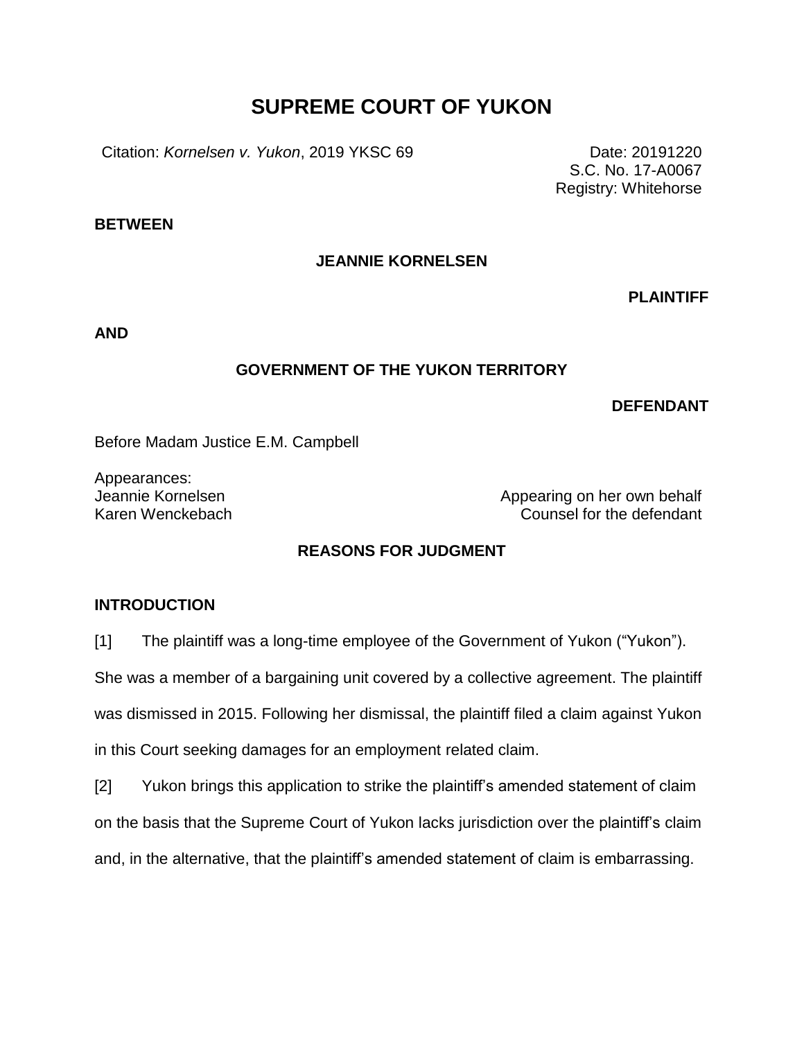# SUPREME COURT OF YUKON

Citation: *Kornelsen v. Yukon*, 2019 YKSC 69

Date: 20191220
S.C. No. 17-A0067
Registry: Whitehorse

**BETWEEN**

**JEANNIE KORNELSEN**

**PLAINTIFF**

**AND**

**GOVERNMENT OF THE YUKON TERRITORY**

**DEFENDANT**

Before Madam Justice E.M. Campbell

Appearances:
Jeannie Kornelsen — Appearing on her own behalf
Karen Wenckebach — Counsel for the defendant

## REASONS FOR JUDGMENT

### INTRODUCTION

[1] The plaintiff was a long-time employee of the Government of Yukon ("Yukon"). She was a member of a bargaining unit covered by a collective agreement. The plaintiff was dismissed in 2015. Following her dismissal, the plaintiff filed a claim against Yukon in this Court seeking damages for an employment related claim.

[2] Yukon brings this application to strike the plaintiff's amended statement of claim on the basis that the Supreme Court of Yukon lacks jurisdiction over the plaintiff's claim and, in the alternative, that the plaintiff's amended statement of claim is embarrassing.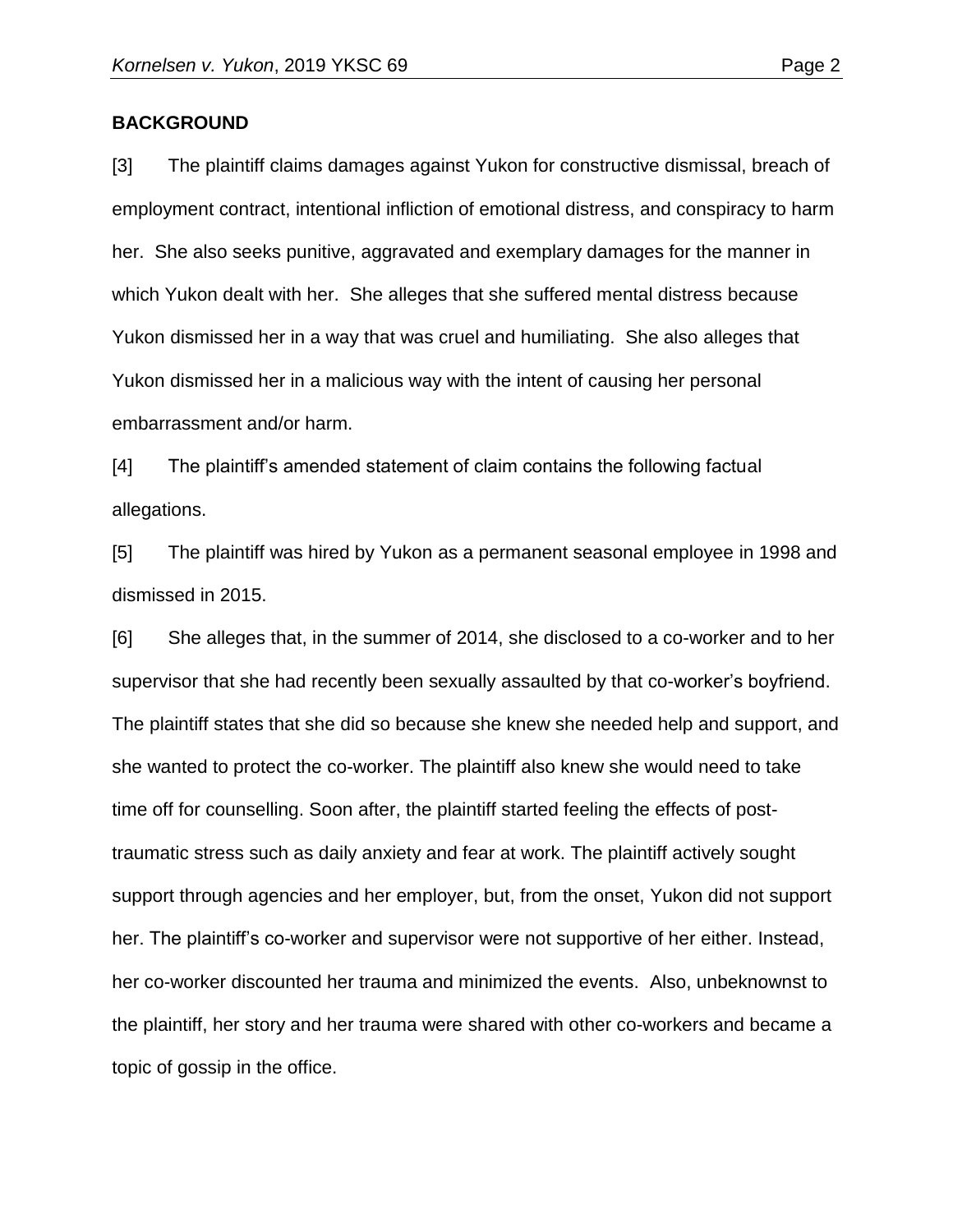**BACKGROUND**

[3] The plaintiff claims damages against Yukon for constructive dismissal, breach of employment contract, intentional infliction of emotional distress, and conspiracy to harm her. She also seeks punitive, aggravated and exemplary damages for the manner in which Yukon dealt with her. She alleges that she suffered mental distress because Yukon dismissed her in a way that was cruel and humiliating. She also alleges that Yukon dismissed her in a malicious way with the intent of causing her personal embarrassment and/or harm.

[4] The plaintiff's amended statement of claim contains the following factual allegations.

[5] The plaintiff was hired by Yukon as a permanent seasonal employee in 1998 and dismissed in 2015.

[6] She alleges that, in the summer of 2014, she disclosed to a co-worker and to her supervisor that she had recently been sexually assaulted by that co-worker's boyfriend. The plaintiff states that she did so because she knew she needed help and support, and she wanted to protect the co-worker. The plaintiff also knew she would need to take time off for counselling. Soon after, the plaintiff started feeling the effects of post-traumatic stress such as daily anxiety and fear at work. The plaintiff actively sought support through agencies and her employer, but, from the onset, Yukon did not support her. The plaintiff's co-worker and supervisor were not supportive of her either. Instead, her co-worker discounted her trauma and minimized the events. Also, unbeknownst to the plaintiff, her story and her trauma were shared with other co-workers and became a topic of gossip in the office.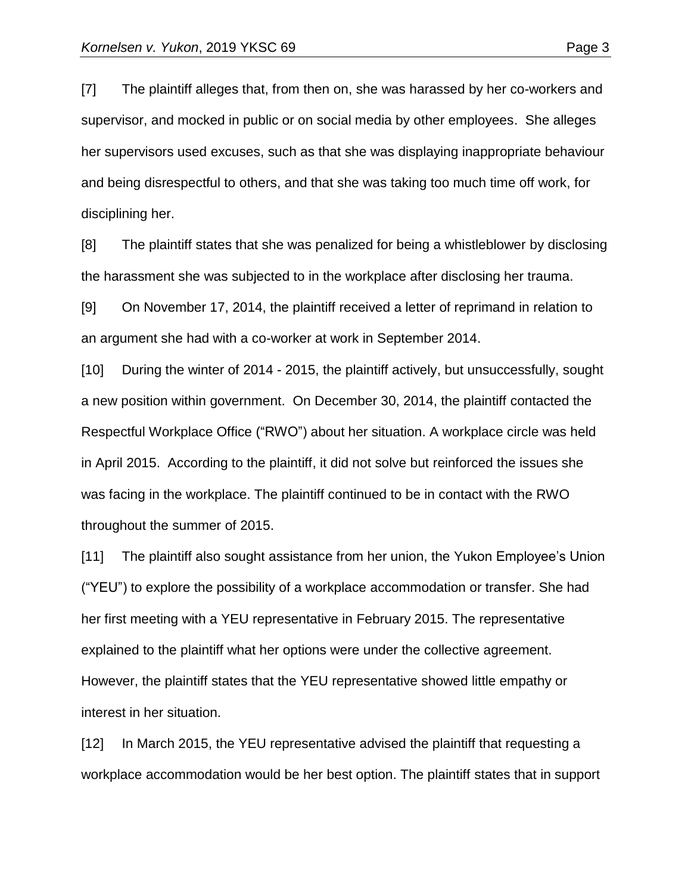[7] The plaintiff alleges that, from then on, she was harassed by her co-workers and supervisor, and mocked in public or on social media by other employees. She alleges her supervisors used excuses, such as that she was displaying inappropriate behaviour and being disrespectful to others, and that she was taking too much time off work, for disciplining her.

[8] The plaintiff states that she was penalized for being a whistleblower by disclosing the harassment she was subjected to in the workplace after disclosing her trauma.

[9] On November 17, 2014, the plaintiff received a letter of reprimand in relation to an argument she had with a co-worker at work in September 2014.

[10] During the winter of 2014 - 2015, the plaintiff actively, but unsuccessfully, sought a new position within government. On December 30, 2014, the plaintiff contacted the Respectful Workplace Office ("RWO") about her situation. A workplace circle was held in April 2015. According to the plaintiff, it did not solve but reinforced the issues she was facing in the workplace. The plaintiff continued to be in contact with the RWO throughout the summer of 2015.

[11] The plaintiff also sought assistance from her union, the Yukon Employee's Union ("YEU") to explore the possibility of a workplace accommodation or transfer. She had her first meeting with a YEU representative in February 2015. The representative explained to the plaintiff what her options were under the collective agreement. However, the plaintiff states that the YEU representative showed little empathy or interest in her situation.

[12] In March 2015, the YEU representative advised the plaintiff that requesting a workplace accommodation would be her best option. The plaintiff states that in support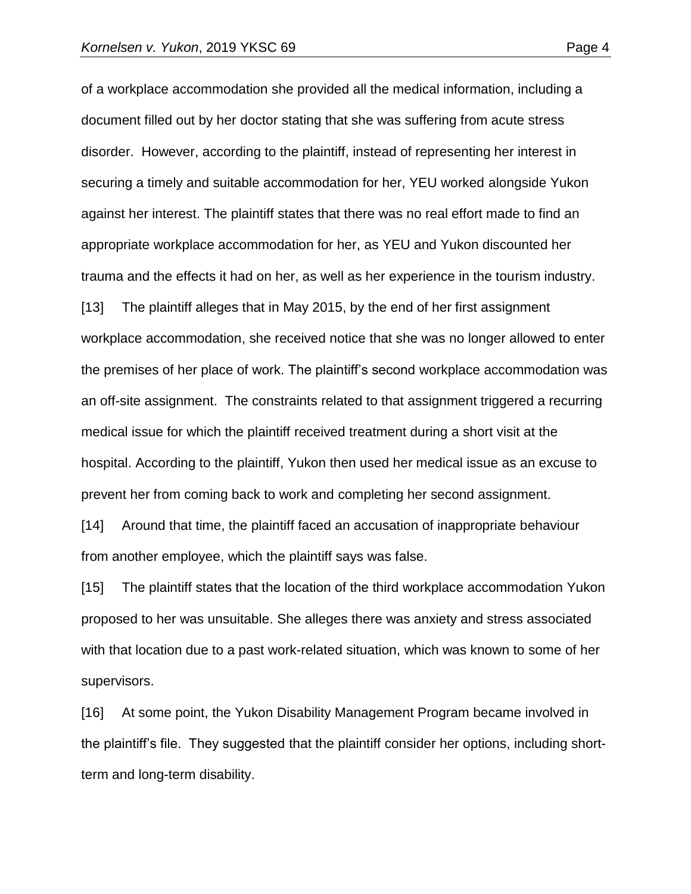of a workplace accommodation she provided all the medical information, including a document filled out by her doctor stating that she was suffering from acute stress disorder. However, according to the plaintiff, instead of representing her interest in securing a timely and suitable accommodation for her, YEU worked alongside Yukon against her interest. The plaintiff states that there was no real effort made to find an appropriate workplace accommodation for her, as YEU and Yukon discounted her trauma and the effects it had on her, as well as her experience in the tourism industry.

[13] The plaintiff alleges that in May 2015, by the end of her first assignment workplace accommodation, she received notice that she was no longer allowed to enter the premises of her place of work. The plaintiff's second workplace accommodation was an off-site assignment. The constraints related to that assignment triggered a recurring medical issue for which the plaintiff received treatment during a short visit at the hospital. According to the plaintiff, Yukon then used her medical issue as an excuse to prevent her from coming back to work and completing her second assignment.

[14] Around that time, the plaintiff faced an accusation of inappropriate behaviour from another employee, which the plaintiff says was false.

[15] The plaintiff states that the location of the third workplace accommodation Yukon proposed to her was unsuitable. She alleges there was anxiety and stress associated with that location due to a past work-related situation, which was known to some of her supervisors.

[16] At some point, the Yukon Disability Management Program became involved in the plaintiff's file. They suggested that the plaintiff consider her options, including short-term and long-term disability.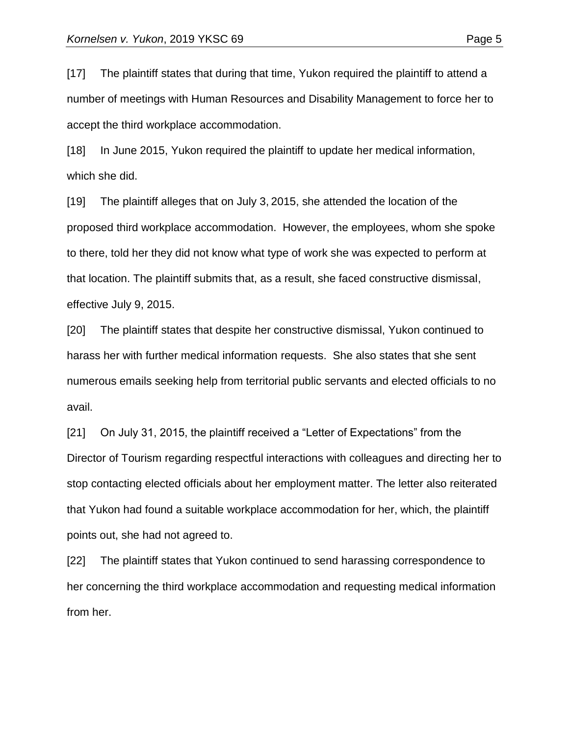[17] The plaintiff states that during that time, Yukon required the plaintiff to attend a number of meetings with Human Resources and Disability Management to force her to accept the third workplace accommodation.

[18] In June 2015, Yukon required the plaintiff to update her medical information, which she did.

[19] The plaintiff alleges that on July 3, 2015, she attended the location of the proposed third workplace accommodation. However, the employees, whom she spoke to there, told her they did not know what type of work she was expected to perform at that location. The plaintiff submits that, as a result, she faced constructive dismissal, effective July 9, 2015.

[20] The plaintiff states that despite her constructive dismissal, Yukon continued to harass her with further medical information requests. She also states that she sent numerous emails seeking help from territorial public servants and elected officials to no avail.

[21] On July 31, 2015, the plaintiff received a "Letter of Expectations" from the Director of Tourism regarding respectful interactions with colleagues and directing her to stop contacting elected officials about her employment matter. The letter also reiterated that Yukon had found a suitable workplace accommodation for her, which, the plaintiff points out, she had not agreed to.

[22] The plaintiff states that Yukon continued to send harassing correspondence to her concerning the third workplace accommodation and requesting medical information from her.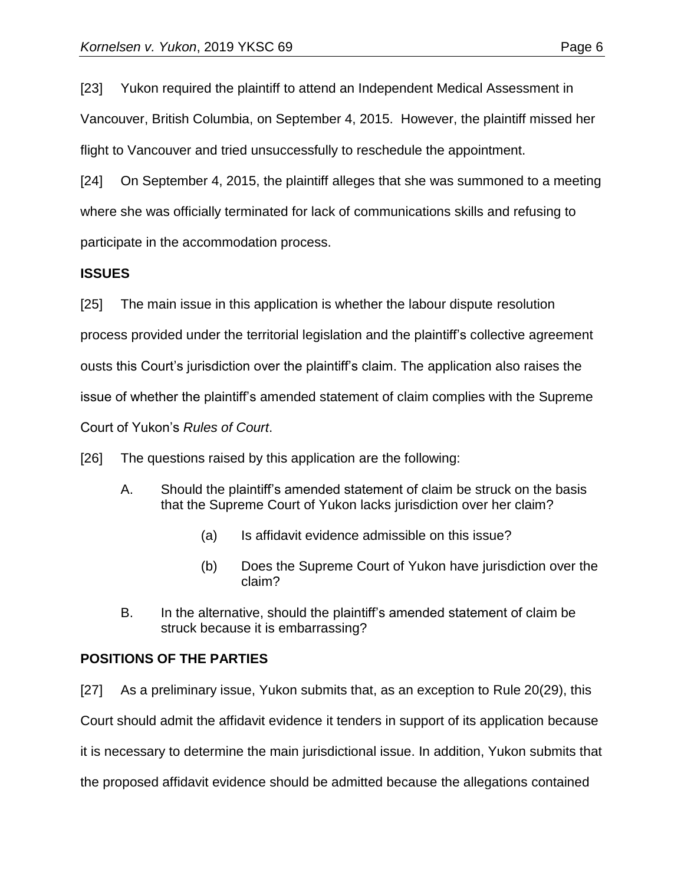[23] Yukon required the plaintiff to attend an Independent Medical Assessment in Vancouver, British Columbia, on September 4, 2015. However, the plaintiff missed her flight to Vancouver and tried unsuccessfully to reschedule the appointment.

[24] On September 4, 2015, the plaintiff alleges that she was summoned to a meeting where she was officially terminated for lack of communications skills and refusing to participate in the accommodation process.

**ISSUES**

[25] The main issue in this application is whether the labour dispute resolution process provided under the territorial legislation and the plaintiff's collective agreement ousts this Court's jurisdiction over the plaintiff's claim. The application also raises the issue of whether the plaintiff's amended statement of claim complies with the Supreme Court of Yukon's *Rules of Court*.

[26] The questions raised by this application are the following:

A. Should the plaintiff's amended statement of claim be struck on the basis that the Supreme Court of Yukon lacks jurisdiction over her claim?

   (a) Is affidavit evidence admissible on this issue?

   (b) Does the Supreme Court of Yukon have jurisdiction over the claim?

B. In the alternative, should the plaintiff's amended statement of claim be struck because it is embarrassing?

**POSITIONS OF THE PARTIES**

[27] As a preliminary issue, Yukon submits that, as an exception to Rule 20(29), this Court should admit the affidavit evidence it tenders in support of its application because it is necessary to determine the main jurisdictional issue. In addition, Yukon submits that the proposed affidavit evidence should be admitted because the allegations contained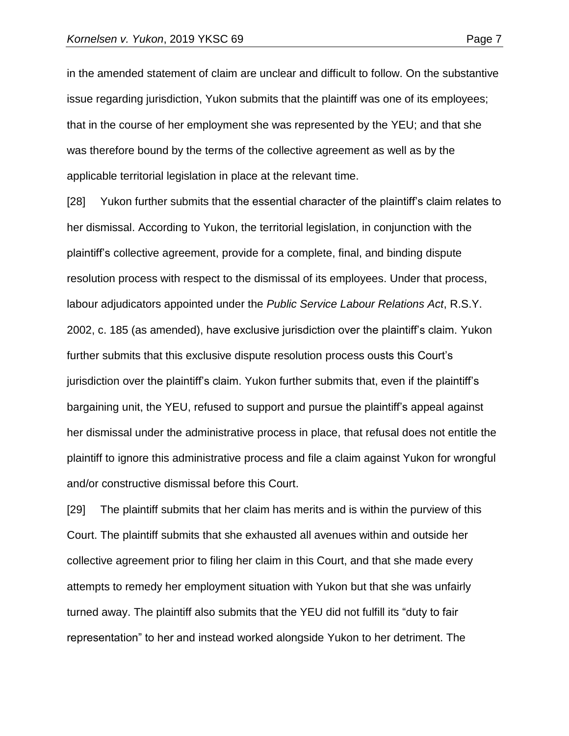in the amended statement of claim are unclear and difficult to follow. On the substantive issue regarding jurisdiction, Yukon submits that the plaintiff was one of its employees; that in the course of her employment she was represented by the YEU; and that she was therefore bound by the terms of the collective agreement as well as by the applicable territorial legislation in place at the relevant time.

[28] Yukon further submits that the essential character of the plaintiff's claim relates to her dismissal. According to Yukon, the territorial legislation, in conjunction with the plaintiff's collective agreement, provide for a complete, final, and binding dispute resolution process with respect to the dismissal of its employees. Under that process, labour adjudicators appointed under the *Public Service Labour Relations Act*, R.S.Y. 2002, c. 185 (as amended), have exclusive jurisdiction over the plaintiff's claim. Yukon further submits that this exclusive dispute resolution process ousts this Court's jurisdiction over the plaintiff's claim. Yukon further submits that, even if the plaintiff's bargaining unit, the YEU, refused to support and pursue the plaintiff's appeal against her dismissal under the administrative process in place, that refusal does not entitle the plaintiff to ignore this administrative process and file a claim against Yukon for wrongful and/or constructive dismissal before this Court.

[29] The plaintiff submits that her claim has merits and is within the purview of this Court. The plaintiff submits that she exhausted all avenues within and outside her collective agreement prior to filing her claim in this Court, and that she made every attempts to remedy her employment situation with Yukon but that she was unfairly turned away. The plaintiff also submits that the YEU did not fulfill its "duty to fair representation" to her and instead worked alongside Yukon to her detriment. The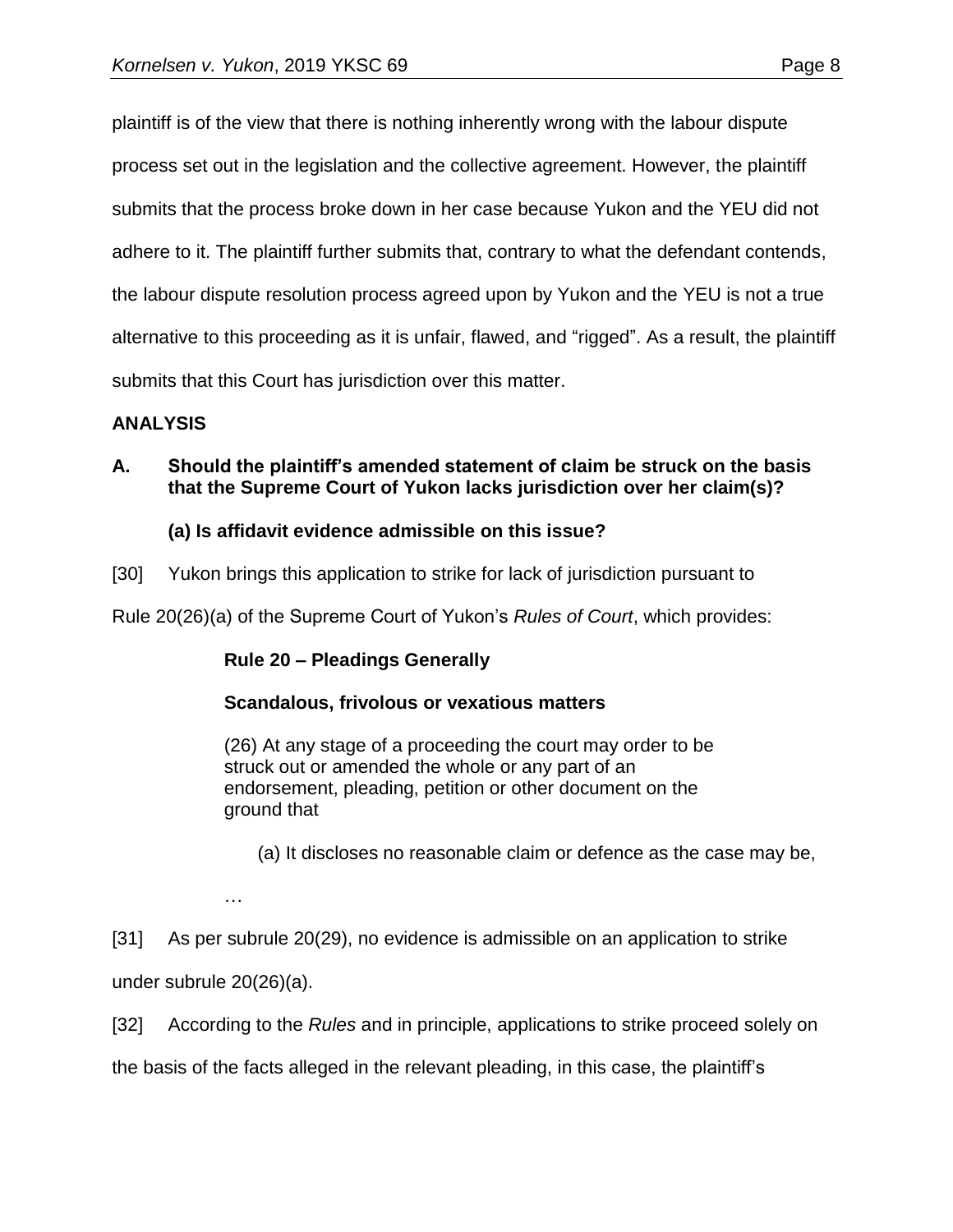plaintiff is of the view that there is nothing inherently wrong with the labour dispute process set out in the legislation and the collective agreement. However, the plaintiff submits that the process broke down in her case because Yukon and the YEU did not adhere to it. The plaintiff further submits that, contrary to what the defendant contends, the labour dispute resolution process agreed upon by Yukon and the YEU is not a true alternative to this proceeding as it is unfair, flawed, and "rigged". As a result, the plaintiff submits that this Court has jurisdiction over this matter.

## ANALYSIS

### A. Should the plaintiff's amended statement of claim be struck on the basis that the Supreme Court of Yukon lacks jurisdiction over her claim(s)?

#### (a) Is affidavit evidence admissible on this issue?

[30] Yukon brings this application to strike for lack of jurisdiction pursuant to Rule 20(26)(a) of the Supreme Court of Yukon's *Rules of Court*, which provides:

> **Rule 20 – Pleadings Generally**
>
> **Scandalous, frivolous or vexatious matters**
>
> (26) At any stage of a proceeding the court may order to be struck out or amended the whole or any part of an endorsement, pleading, petition or other document on the ground that
>
> (a) It discloses no reasonable claim or defence as the case may be,
>
> …

[31] As per subrule 20(29), no evidence is admissible on an application to strike under subrule 20(26)(a).

[32] According to the *Rules* and in principle, applications to strike proceed solely on the basis of the facts alleged in the relevant pleading, in this case, the plaintiff's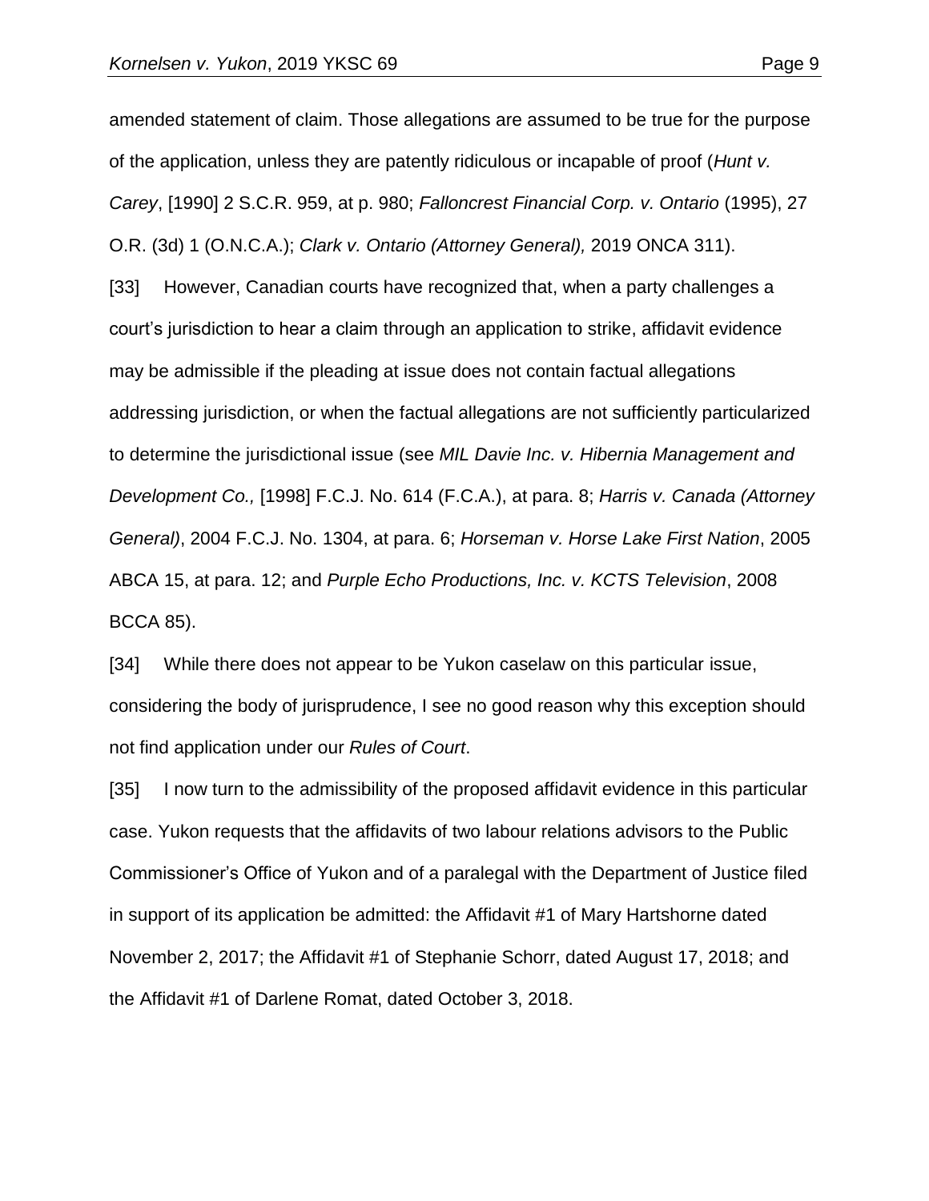amended statement of claim. Those allegations are assumed to be true for the purpose of the application, unless they are patently ridiculous or incapable of proof (*Hunt v. Carey*, [1990] 2 S.C.R. 959, at p. 980; *Falloncrest Financial Corp. v. Ontario* (1995), 27 O.R. (3d) 1 (O.N.C.A.); *Clark v. Ontario (Attorney General),* 2019 ONCA 311).

[33] However, Canadian courts have recognized that, when a party challenges a court's jurisdiction to hear a claim through an application to strike, affidavit evidence may be admissible if the pleading at issue does not contain factual allegations addressing jurisdiction, or when the factual allegations are not sufficiently particularized to determine the jurisdictional issue (see *MIL Davie Inc. v. Hibernia Management and Development Co.,* [1998] F.C.J. No. 614 (F.C.A.), at para. 8; *Harris v. Canada (Attorney General)*, 2004 F.C.J. No. 1304, at para. 6; *Horseman v. Horse Lake First Nation*, 2005 ABCA 15, at para. 12; and *Purple Echo Productions, Inc. v. KCTS Television*, 2008 BCCA 85).

[34] While there does not appear to be Yukon caselaw on this particular issue, considering the body of jurisprudence, I see no good reason why this exception should not find application under our *Rules of Court*.

[35] I now turn to the admissibility of the proposed affidavit evidence in this particular case. Yukon requests that the affidavits of two labour relations advisors to the Public Commissioner's Office of Yukon and of a paralegal with the Department of Justice filed in support of its application be admitted: the Affidavit #1 of Mary Hartshorne dated November 2, 2017; the Affidavit #1 of Stephanie Schorr, dated August 17, 2018; and the Affidavit #1 of Darlene Romat, dated October 3, 2018.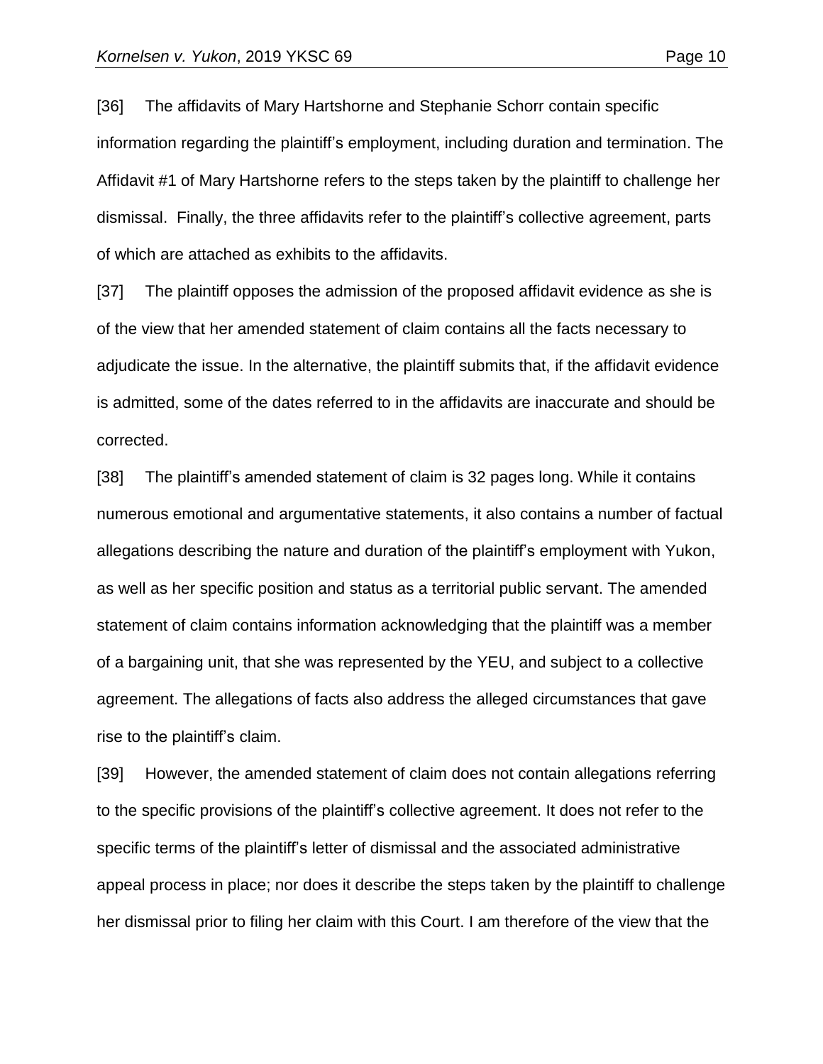[36] The affidavits of Mary Hartshorne and Stephanie Schorr contain specific information regarding the plaintiff's employment, including duration and termination. The Affidavit #1 of Mary Hartshorne refers to the steps taken by the plaintiff to challenge her dismissal. Finally, the three affidavits refer to the plaintiff's collective agreement, parts of which are attached as exhibits to the affidavits.

[37] The plaintiff opposes the admission of the proposed affidavit evidence as she is of the view that her amended statement of claim contains all the facts necessary to adjudicate the issue. In the alternative, the plaintiff submits that, if the affidavit evidence is admitted, some of the dates referred to in the affidavits are inaccurate and should be corrected.

[38] The plaintiff's amended statement of claim is 32 pages long. While it contains numerous emotional and argumentative statements, it also contains a number of factual allegations describing the nature and duration of the plaintiff's employment with Yukon, as well as her specific position and status as a territorial public servant. The amended statement of claim contains information acknowledging that the plaintiff was a member of a bargaining unit, that she was represented by the YEU, and subject to a collective agreement. The allegations of facts also address the alleged circumstances that gave rise to the plaintiff's claim.

[39] However, the amended statement of claim does not contain allegations referring to the specific provisions of the plaintiff's collective agreement. It does not refer to the specific terms of the plaintiff's letter of dismissal and the associated administrative appeal process in place; nor does it describe the steps taken by the plaintiff to challenge her dismissal prior to filing her claim with this Court. I am therefore of the view that the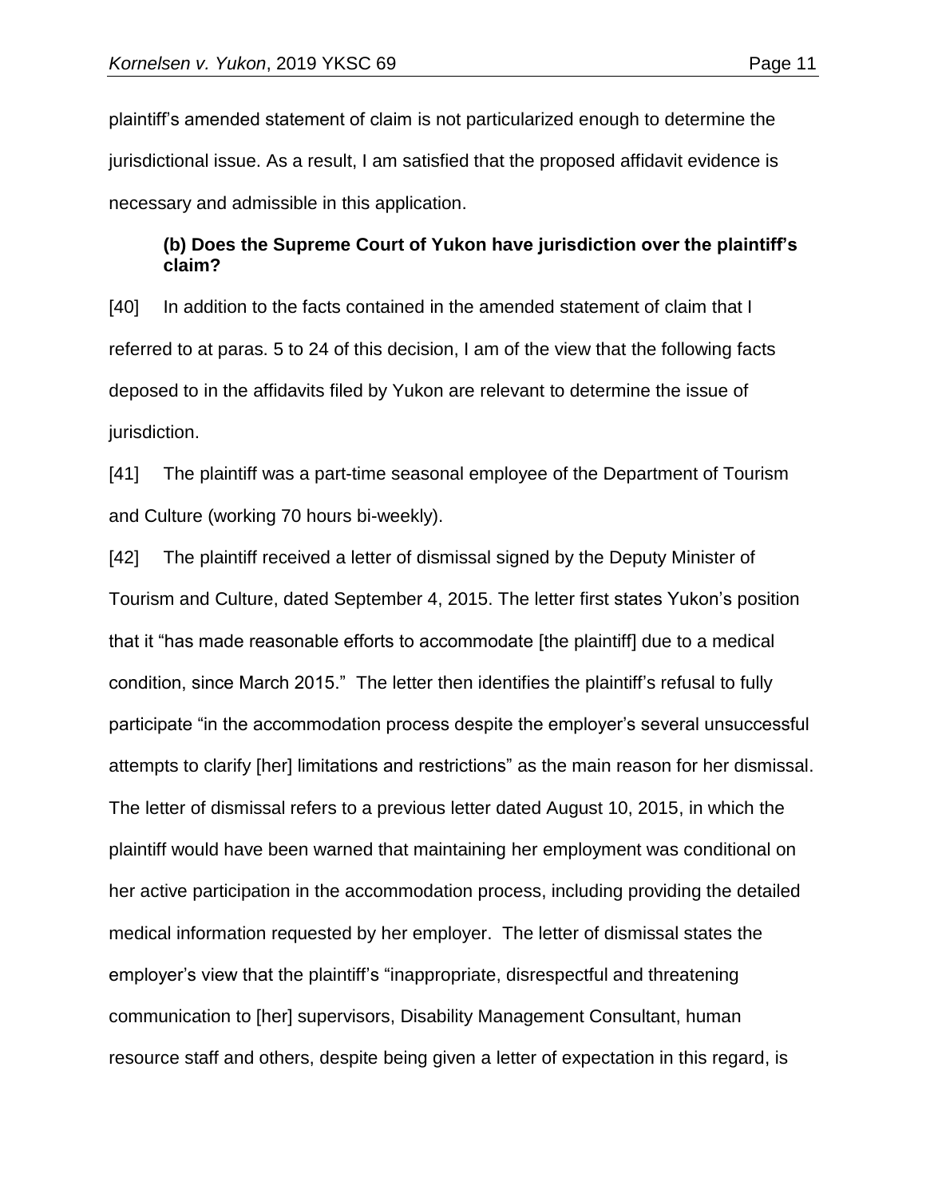plaintiff's amended statement of claim is not particularized enough to determine the jurisdictional issue. As a result, I am satisfied that the proposed affidavit evidence is necessary and admissible in this application.

### (b) Does the Supreme Court of Yukon have jurisdiction over the plaintiff's claim?

[40] In addition to the facts contained in the amended statement of claim that I referred to at paras. 5 to 24 of this decision, I am of the view that the following facts deposed to in the affidavits filed by Yukon are relevant to determine the issue of jurisdiction.

[41] The plaintiff was a part-time seasonal employee of the Department of Tourism and Culture (working 70 hours bi-weekly).

[42] The plaintiff received a letter of dismissal signed by the Deputy Minister of Tourism and Culture, dated September 4, 2015. The letter first states Yukon's position that it "has made reasonable efforts to accommodate [the plaintiff] due to a medical condition, since March 2015." The letter then identifies the plaintiff's refusal to fully participate "in the accommodation process despite the employer's several unsuccessful attempts to clarify [her] limitations and restrictions" as the main reason for her dismissal. The letter of dismissal refers to a previous letter dated August 10, 2015, in which the plaintiff would have been warned that maintaining her employment was conditional on her active participation in the accommodation process, including providing the detailed medical information requested by her employer. The letter of dismissal states the employer's view that the plaintiff's "inappropriate, disrespectful and threatening communication to [her] supervisors, Disability Management Consultant, human resource staff and others, despite being given a letter of expectation in this regard, is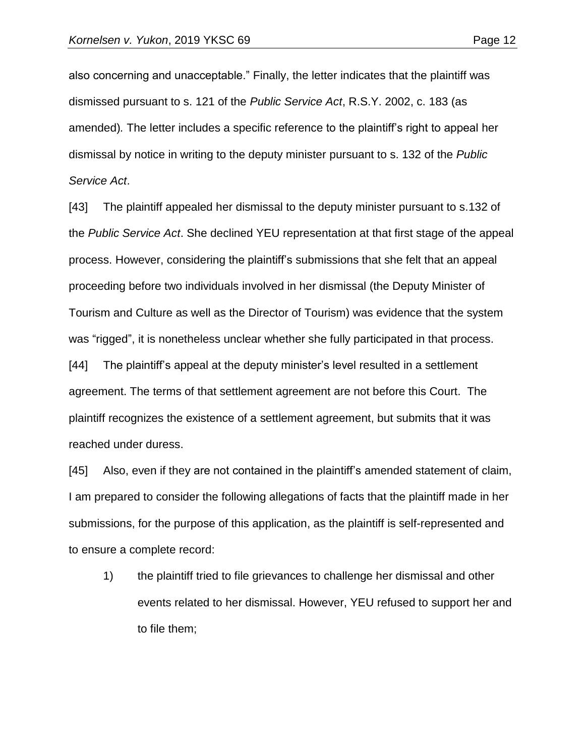also concerning and unacceptable." Finally, the letter indicates that the plaintiff was dismissed pursuant to s. 121 of the *Public Service Act*, R.S.Y. 2002, c. 183 (as amended)*.* The letter includes a specific reference to the plaintiff's right to appeal her dismissal by notice in writing to the deputy minister pursuant to s. 132 of the *Public Service Act*.

[43] The plaintiff appealed her dismissal to the deputy minister pursuant to s.132 of the *Public Service Act*. She declined YEU representation at that first stage of the appeal process. However, considering the plaintiff's submissions that she felt that an appeal proceeding before two individuals involved in her dismissal (the Deputy Minister of Tourism and Culture as well as the Director of Tourism) was evidence that the system was "rigged", it is nonetheless unclear whether she fully participated in that process.

[44] The plaintiff's appeal at the deputy minister's level resulted in a settlement agreement. The terms of that settlement agreement are not before this Court. The plaintiff recognizes the existence of a settlement agreement, but submits that it was reached under duress.

[45] Also, even if they are not contained in the plaintiff's amended statement of claim, I am prepared to consider the following allegations of facts that the plaintiff made in her submissions, for the purpose of this application, as the plaintiff is self-represented and to ensure a complete record:

1) the plaintiff tried to file grievances to challenge her dismissal and other events related to her dismissal. However, YEU refused to support her and to file them;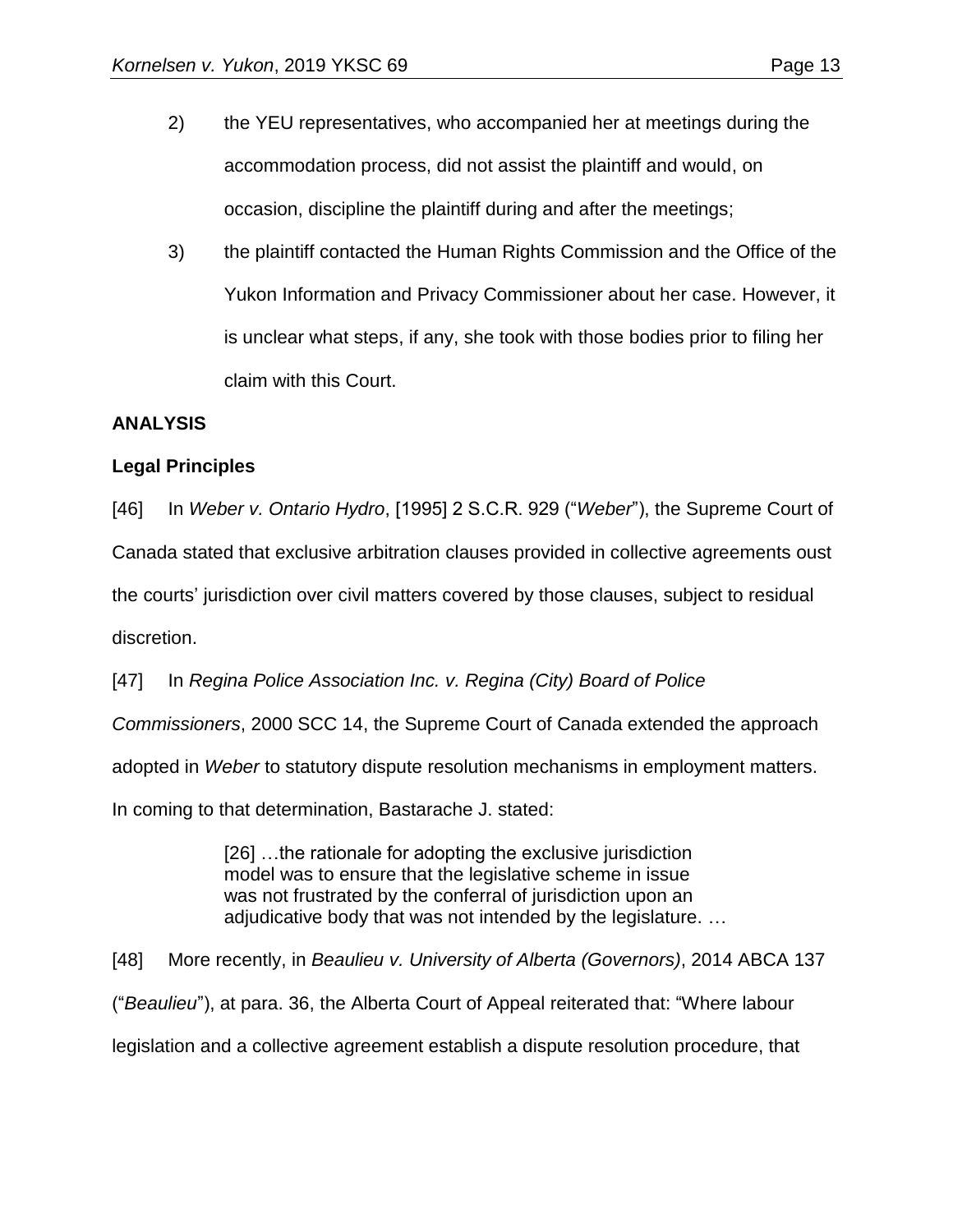2) the YEU representatives, who accompanied her at meetings during the accommodation process, did not assist the plaintiff and would, on occasion, discipline the plaintiff during and after the meetings;

3) the plaintiff contacted the Human Rights Commission and the Office of the Yukon Information and Privacy Commissioner about her case. However, it is unclear what steps, if any, she took with those bodies prior to filing her claim with this Court.

**ANALYSIS**

**Legal Principles**

[46] In *Weber v. Ontario Hydro*, [1995] 2 S.C.R. 929 ("*Weber*"), the Supreme Court of Canada stated that exclusive arbitration clauses provided in collective agreements oust the courts' jurisdiction over civil matters covered by those clauses, subject to residual discretion.

[47] In *Regina Police Association Inc. v. Regina (City) Board of Police Commissioners*, 2000 SCC 14, the Supreme Court of Canada extended the approach adopted in *Weber* to statutory dispute resolution mechanisms in employment matters. In coming to that determination, Bastarache J. stated:

> [26] …the rationale for adopting the exclusive jurisdiction model was to ensure that the legislative scheme in issue was not frustrated by the conferral of jurisdiction upon an adjudicative body that was not intended by the legislature. …

[48] More recently, in *Beaulieu v. University of Alberta (Governors)*, 2014 ABCA 137 ("*Beaulieu*"), at para. 36, the Alberta Court of Appeal reiterated that: "Where labour legislation and a collective agreement establish a dispute resolution procedure, that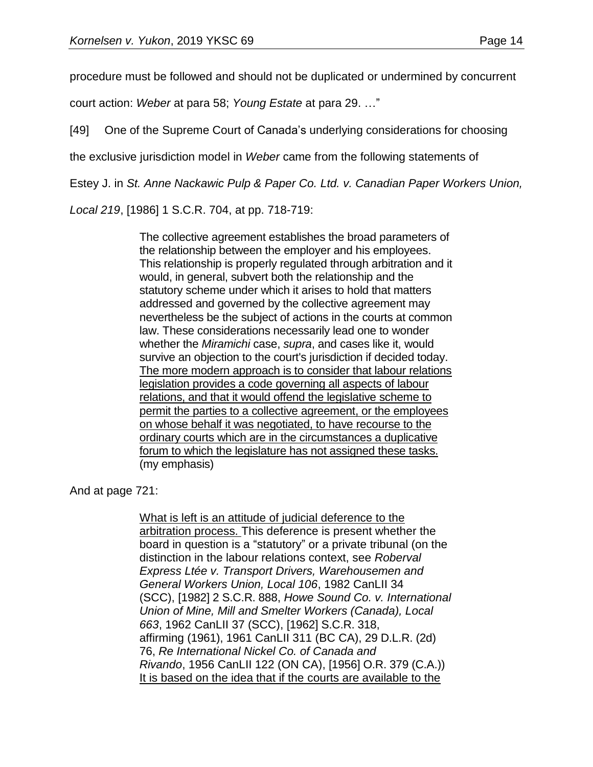procedure must be followed and should not be duplicated or undermined by concurrent court action: *Weber* at para 58; *Young Estate* at para 29. …"

[49] One of the Supreme Court of Canada's underlying considerations for choosing the exclusive jurisdiction model in *Weber* came from the following statements of Estey J. in *St. Anne Nackawic Pulp & Paper Co. Ltd. v. Canadian Paper Workers Union, Local 219*, [1986] 1 S.C.R. 704, at pp. 718-719:

> The collective agreement establishes the broad parameters of the relationship between the employer and his employees. This relationship is properly regulated through arbitration and it would, in general, subvert both the relationship and the statutory scheme under which it arises to hold that matters addressed and governed by the collective agreement may nevertheless be the subject of actions in the courts at common law. These considerations necessarily lead one to wonder whether the *Miramichi* case, *supra*, and cases like it, would survive an objection to the court's jurisdiction if decided today. <u>The more modern approach is to consider that labour relations legislation provides a code governing all aspects of labour relations, and that it would offend the legislative scheme to permit the parties to a collective agreement, or the employees on whose behalf it was negotiated, to have recourse to the ordinary courts which are in the circumstances a duplicative forum to which the legislature has not assigned these tasks.</u> (my emphasis)

And at page 721:

> <u>What is left is an attitude of judicial deference to the arbitration process.</u> This deference is present whether the board in question is a "statutory" or a private tribunal (on the distinction in the labour relations context, see *Roberval Express Ltée v. Transport Drivers, Warehousemen and General Workers Union, Local 106*, 1982 CanLII 34 (SCC), [1982] 2 S.C.R. 888, *Howe Sound Co. v. International Union of Mine, Mill and Smelter Workers (Canada), Local 663*, 1962 CanLII 37 (SCC), [1962] S.C.R. 318, affirming (1961), 1961 CanLII 311 (BC CA), 29 D.L.R. (2d) 76, *Re International Nickel Co. of Canada and Rivando*, 1956 CanLII 122 (ON CA), [1956] O.R. 379 (C.A.)) <u>It is based on the idea that if the courts are available to the</u>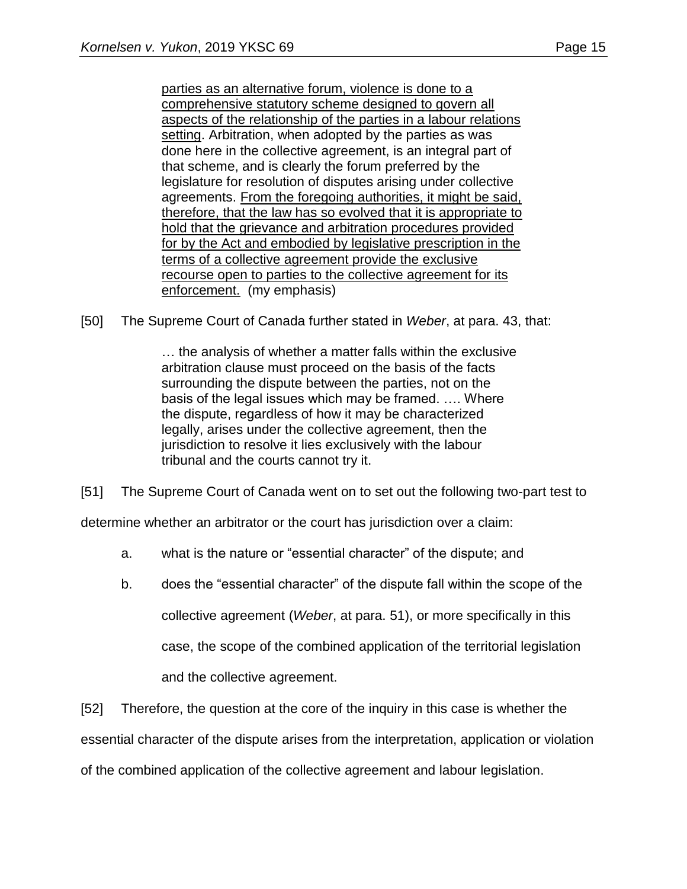> <u>parties as an alternative forum, violence is done to a comprehensive statutory scheme designed to govern all aspects of the relationship of the parties in a labour relations setting</u>. Arbitration, when adopted by the parties as was done here in the collective agreement, is an integral part of that scheme, and is clearly the forum preferred by the legislature for resolution of disputes arising under collective agreements. <u>From the foregoing authorities, it might be said, therefore, that the law has so evolved that it is appropriate to hold that the grievance and arbitration procedures provided for by the Act and embodied by legislative prescription in the terms of a collective agreement provide the exclusive recourse open to parties to the collective agreement for its enforcement.</u> (my emphasis)

[50] The Supreme Court of Canada further stated in *Weber*, at para. 43, that:

> … the analysis of whether a matter falls within the exclusive arbitration clause must proceed on the basis of the facts surrounding the dispute between the parties, not on the basis of the legal issues which may be framed. …. Where the dispute, regardless of how it may be characterized legally, arises under the collective agreement, then the jurisdiction to resolve it lies exclusively with the labour tribunal and the courts cannot try it.

[51] The Supreme Court of Canada went on to set out the following two-part test to determine whether an arbitrator or the court has jurisdiction over a claim:

a. what is the nature or "essential character" of the dispute; and

b. does the "essential character" of the dispute fall within the scope of the collective agreement (*Weber*, at para. 51), or more specifically in this case, the scope of the combined application of the territorial legislation and the collective agreement.

[52] Therefore, the question at the core of the inquiry in this case is whether the essential character of the dispute arises from the interpretation, application or violation of the combined application of the collective agreement and labour legislation.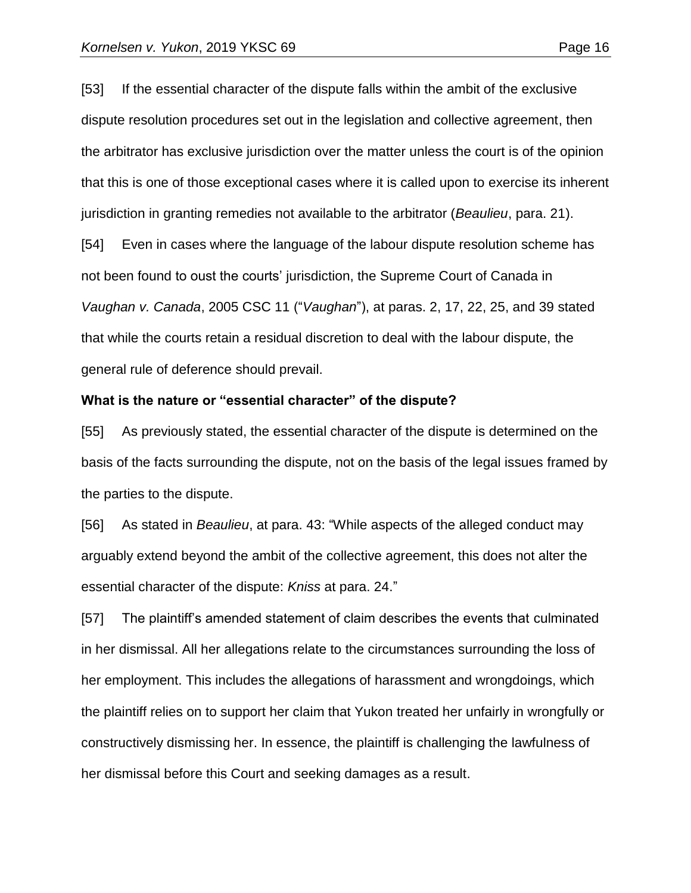[53] If the essential character of the dispute falls within the ambit of the exclusive dispute resolution procedures set out in the legislation and collective agreement, then the arbitrator has exclusive jurisdiction over the matter unless the court is of the opinion that this is one of those exceptional cases where it is called upon to exercise its inherent jurisdiction in granting remedies not available to the arbitrator (*Beaulieu*, para. 21).

[54] Even in cases where the language of the labour dispute resolution scheme has not been found to oust the courts' jurisdiction, the Supreme Court of Canada in *Vaughan v. Canada*, 2005 CSC 11 ("*Vaughan*"), at paras. 2, 17, 22, 25, and 39 stated that while the courts retain a residual discretion to deal with the labour dispute, the general rule of deference should prevail.

**What is the nature or "essential character" of the dispute?**

[55] As previously stated, the essential character of the dispute is determined on the basis of the facts surrounding the dispute, not on the basis of the legal issues framed by the parties to the dispute.

[56] As stated in *Beaulieu*, at para. 43: "While aspects of the alleged conduct may arguably extend beyond the ambit of the collective agreement, this does not alter the essential character of the dispute: *Kniss* at para. 24."

[57] The plaintiff's amended statement of claim describes the events that culminated in her dismissal. All her allegations relate to the circumstances surrounding the loss of her employment. This includes the allegations of harassment and wrongdoings, which the plaintiff relies on to support her claim that Yukon treated her unfairly in wrongfully or constructively dismissing her. In essence, the plaintiff is challenging the lawfulness of her dismissal before this Court and seeking damages as a result.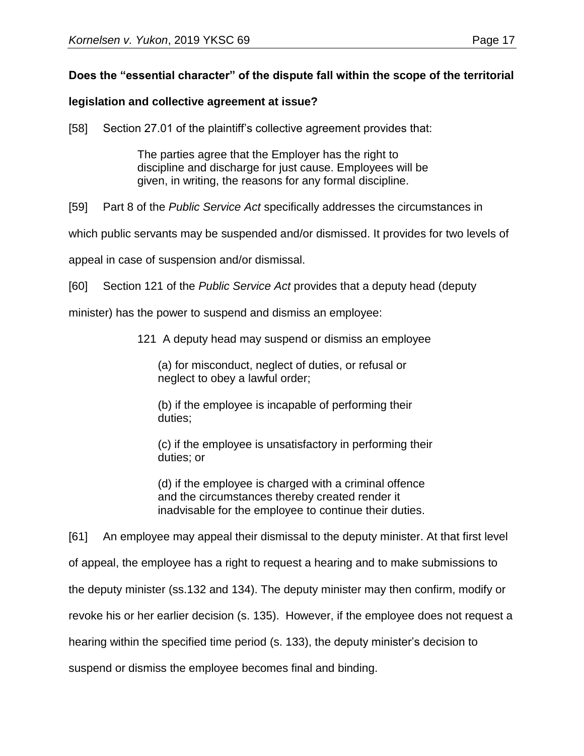**Does the "essential character" of the dispute fall within the scope of the territorial legislation and collective agreement at issue?**

[58] Section 27.01 of the plaintiff's collective agreement provides that:

> The parties agree that the Employer has the right to discipline and discharge for just cause. Employees will be given, in writing, the reasons for any formal discipline.

[59] Part 8 of the *Public Service Act* specifically addresses the circumstances in which public servants may be suspended and/or dismissed. It provides for two levels of appeal in case of suspension and/or dismissal.

[60] Section 121 of the *Public Service Act* provides that a deputy head (deputy minister) has the power to suspend and dismiss an employee:

> 121 A deputy head may suspend or dismiss an employee
>
> (a) for misconduct, neglect of duties, or refusal or neglect to obey a lawful order;
>
> (b) if the employee is incapable of performing their duties;
>
> (c) if the employee is unsatisfactory in performing their duties; or
>
> (d) if the employee is charged with a criminal offence and the circumstances thereby created render it inadvisable for the employee to continue their duties.

[61] An employee may appeal their dismissal to the deputy minister. At that first level of appeal, the employee has a right to request a hearing and to make submissions to the deputy minister (ss.132 and 134). The deputy minister may then confirm, modify or revoke his or her earlier decision (s. 135). However, if the employee does not request a hearing within the specified time period (s. 133), the deputy minister's decision to suspend or dismiss the employee becomes final and binding.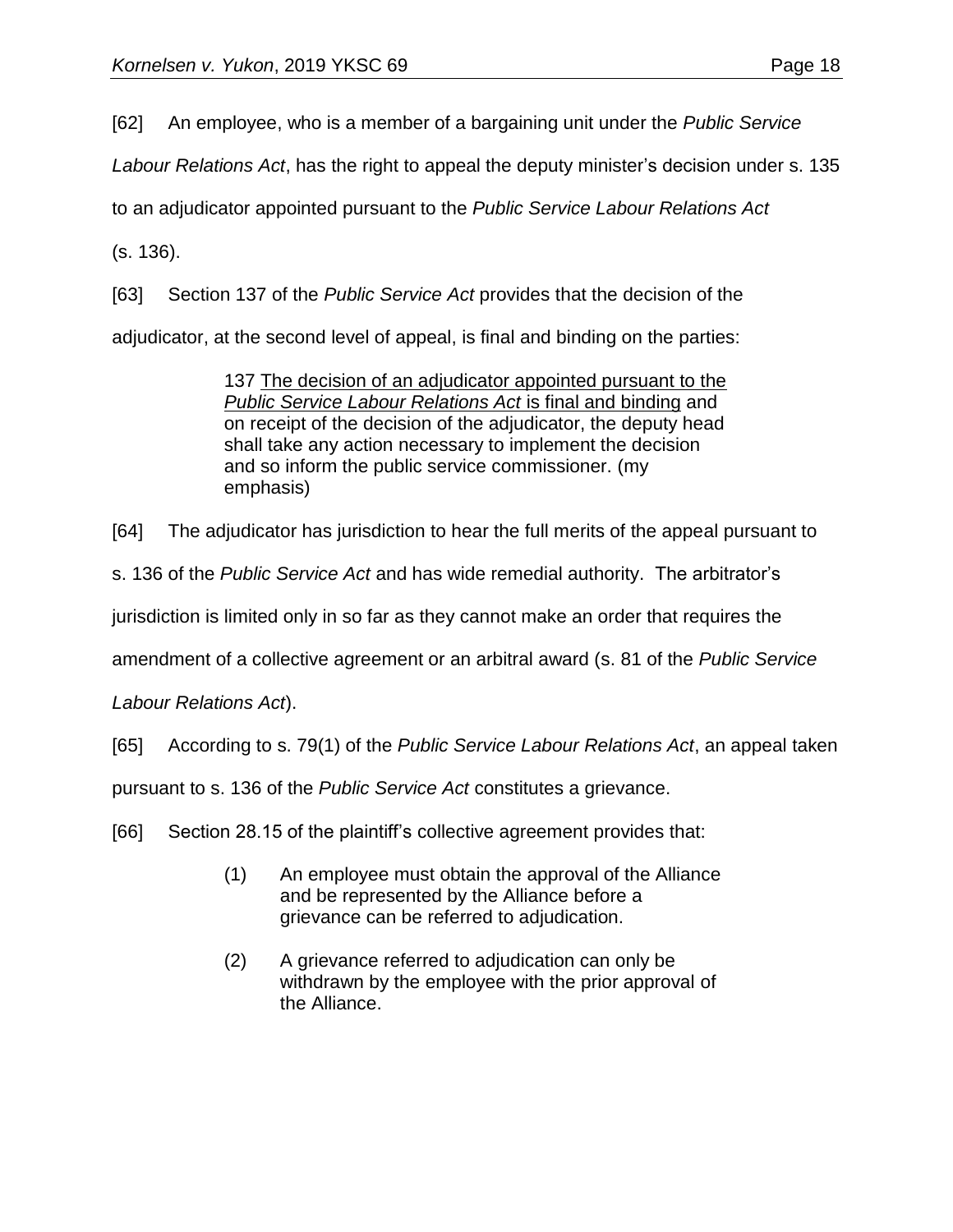[62] An employee, who is a member of a bargaining unit under the *Public Service Labour Relations Act*, has the right to appeal the deputy minister's decision under s. 135 to an adjudicator appointed pursuant to the *Public Service Labour Relations Act* (s. 136).

[63] Section 137 of the *Public Service Act* provides that the decision of the adjudicator, at the second level of appeal, is final and binding on the parties:

> 137 <u>The decision of an adjudicator appointed pursuant to the *Public Service Labour Relations Act* is final and binding</u> and on receipt of the decision of the adjudicator, the deputy head shall take any action necessary to implement the decision and so inform the public service commissioner. (my emphasis)

[64] The adjudicator has jurisdiction to hear the full merits of the appeal pursuant to s. 136 of the *Public Service Act* and has wide remedial authority. The arbitrator's jurisdiction is limited only in so far as they cannot make an order that requires the amendment of a collective agreement or an arbitral award (s. 81 of the *Public Service Labour Relations Act*).

[65] According to s. 79(1) of the *Public Service Labour Relations Act*, an appeal taken pursuant to s. 136 of the *Public Service Act* constitutes a grievance.

[66] Section 28.15 of the plaintiff's collective agreement provides that:

> (1) An employee must obtain the approval of the Alliance and be represented by the Alliance before a grievance can be referred to adjudication.
>
> (2) A grievance referred to adjudication can only be withdrawn by the employee with the prior approval of the Alliance.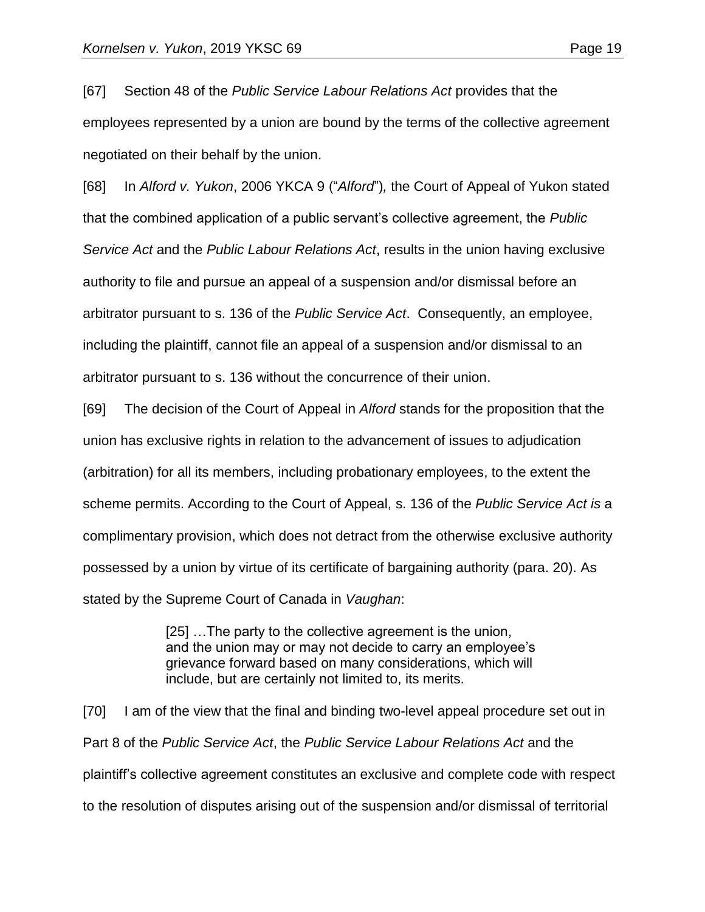[67] Section 48 of the *Public Service Labour Relations Act* provides that the employees represented by a union are bound by the terms of the collective agreement negotiated on their behalf by the union.

[68] In *Alford v. Yukon*, 2006 YKCA 9 ("*Alford*")*,* the Court of Appeal of Yukon stated that the combined application of a public servant's collective agreement, the *Public Service Act* and the *Public Labour Relations Act*, results in the union having exclusive authority to file and pursue an appeal of a suspension and/or dismissal before an arbitrator pursuant to s. 136 of the *Public Service Act*. Consequently, an employee, including the plaintiff, cannot file an appeal of a suspension and/or dismissal to an arbitrator pursuant to s. 136 without the concurrence of their union.

[69] The decision of the Court of Appeal in *Alford* stands for the proposition that the union has exclusive rights in relation to the advancement of issues to adjudication (arbitration) for all its members, including probationary employees, to the extent the scheme permits. According to the Court of Appeal, s. 136 of the *Public Service Act is* a complimentary provision, which does not detract from the otherwise exclusive authority possessed by a union by virtue of its certificate of bargaining authority (para. 20). As stated by the Supreme Court of Canada in *Vaughan*:

> [25] …The party to the collective agreement is the union, and the union may or may not decide to carry an employee's grievance forward based on many considerations, which will include, but are certainly not limited to, its merits.

[70] I am of the view that the final and binding two-level appeal procedure set out in Part 8 of the *Public Service Act*, the *Public Service Labour Relations Act* and the plaintiff's collective agreement constitutes an exclusive and complete code with respect to the resolution of disputes arising out of the suspension and/or dismissal of territorial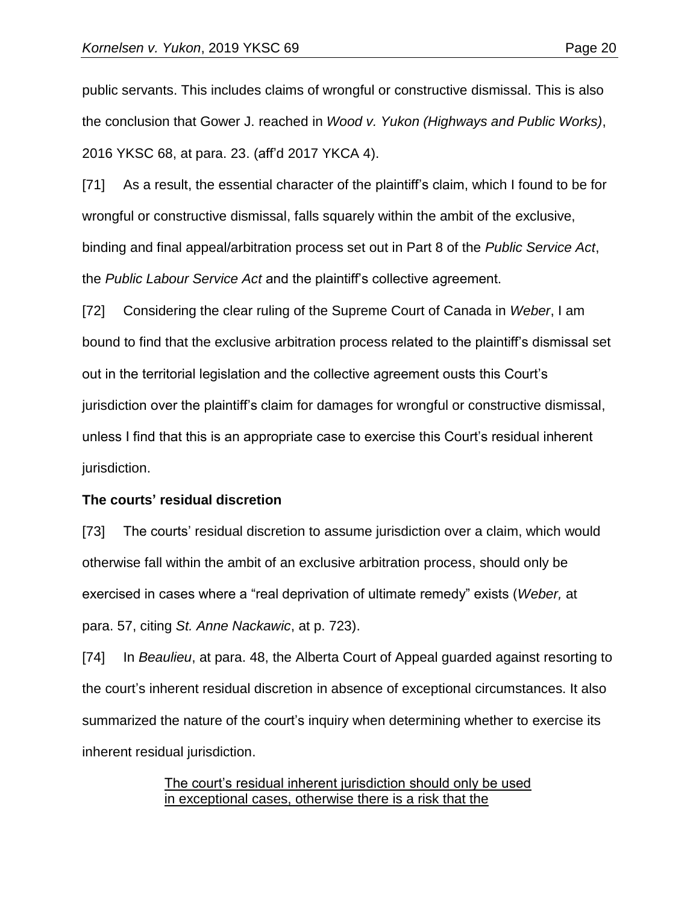public servants. This includes claims of wrongful or constructive dismissal. This is also the conclusion that Gower J. reached in *Wood v. Yukon (Highways and Public Works)*, 2016 YKSC 68, at para. 23. (aff'd 2017 YKCA 4).

[71] As a result, the essential character of the plaintiff's claim, which I found to be for wrongful or constructive dismissal, falls squarely within the ambit of the exclusive, binding and final appeal/arbitration process set out in Part 8 of the *Public Service Act*, the *Public Labour Service Act* and the plaintiff's collective agreement.

[72] Considering the clear ruling of the Supreme Court of Canada in *Weber*, I am bound to find that the exclusive arbitration process related to the plaintiff's dismissal set out in the territorial legislation and the collective agreement ousts this Court's jurisdiction over the plaintiff's claim for damages for wrongful or constructive dismissal, unless I find that this is an appropriate case to exercise this Court's residual inherent jurisdiction.

**The courts' residual discretion**

[73] The courts' residual discretion to assume jurisdiction over a claim, which would otherwise fall within the ambit of an exclusive arbitration process, should only be exercised in cases where a "real deprivation of ultimate remedy" exists (*Weber,* at para. 57, citing *St. Anne Nackawic*, at p. 723).

[74] In *Beaulieu*, at para. 48, the Alberta Court of Appeal guarded against resorting to the court's inherent residual discretion in absence of exceptional circumstances. It also summarized the nature of the court's inquiry when determining whether to exercise its inherent residual jurisdiction.

> <u>The court's residual inherent jurisdiction should only be used in exceptional cases, otherwise there is a risk that the</u>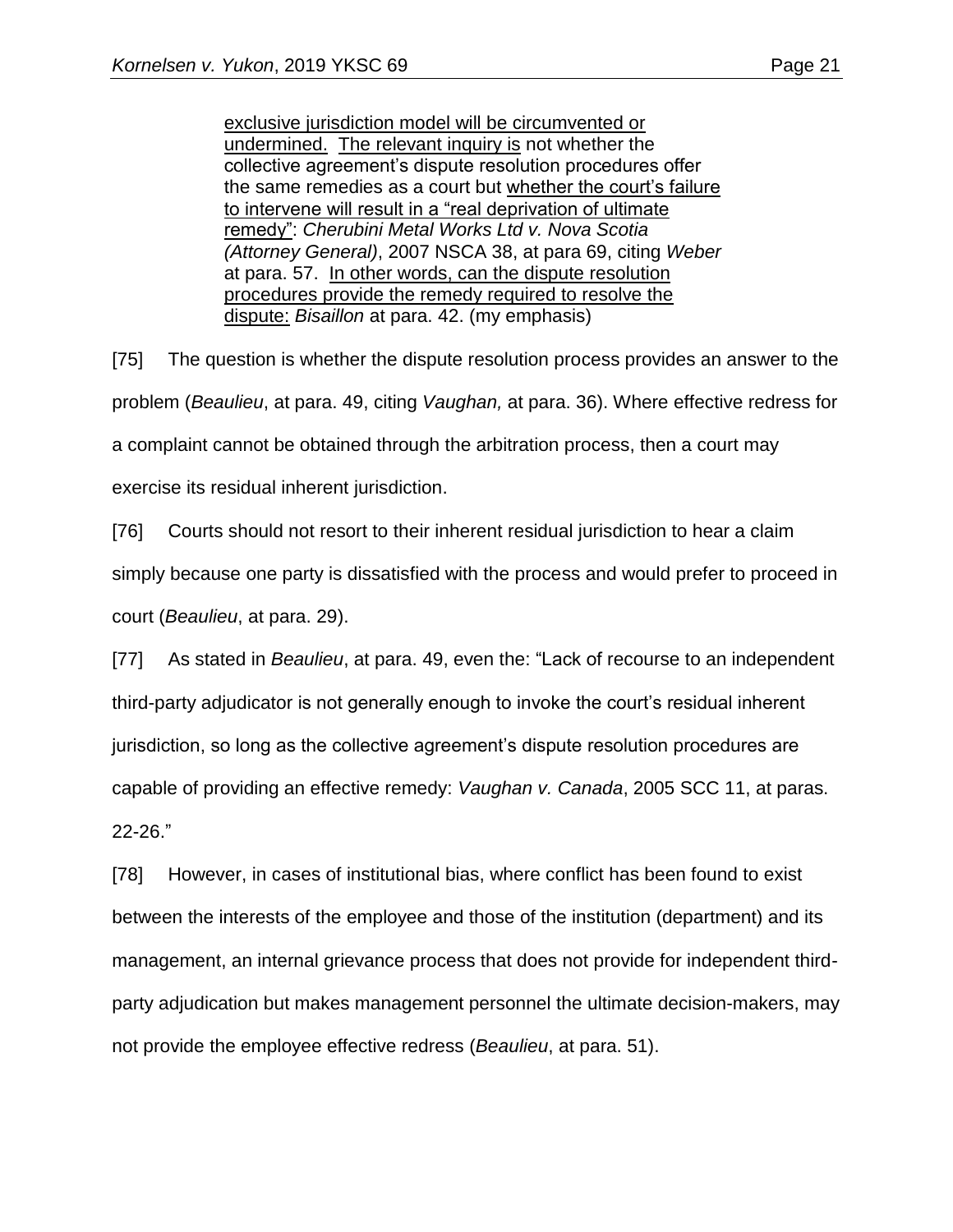> exclusive jurisdiction model will be circumvented or undermined. The relevant inquiry is not whether the collective agreement's dispute resolution procedures offer the same remedies as a court but whether the court's failure to intervene will result in a "real deprivation of ultimate remedy": *Cherubini Metal Works Ltd v. Nova Scotia (Attorney General)*, 2007 NSCA 38, at para 69, citing *Weber* at para. 57. In other words, can the dispute resolution procedures provide the remedy required to resolve the dispute: *Bisaillon* at para. 42. (my emphasis)

[75] The question is whether the dispute resolution process provides an answer to the problem (*Beaulieu*, at para. 49, citing *Vaughan,* at para. 36). Where effective redress for a complaint cannot be obtained through the arbitration process, then a court may exercise its residual inherent jurisdiction.

[76] Courts should not resort to their inherent residual jurisdiction to hear a claim simply because one party is dissatisfied with the process and would prefer to proceed in court (*Beaulieu*, at para. 29).

[77] As stated in *Beaulieu*, at para. 49, even the: "Lack of recourse to an independent third-party adjudicator is not generally enough to invoke the court's residual inherent jurisdiction, so long as the collective agreement's dispute resolution procedures are capable of providing an effective remedy: *Vaughan v. Canada*, 2005 SCC 11, at paras. 22-26."

[78] However, in cases of institutional bias, where conflict has been found to exist between the interests of the employee and those of the institution (department) and its management, an internal grievance process that does not provide for independent third-party adjudication but makes management personnel the ultimate decision-makers, may not provide the employee effective redress (*Beaulieu*, at para. 51).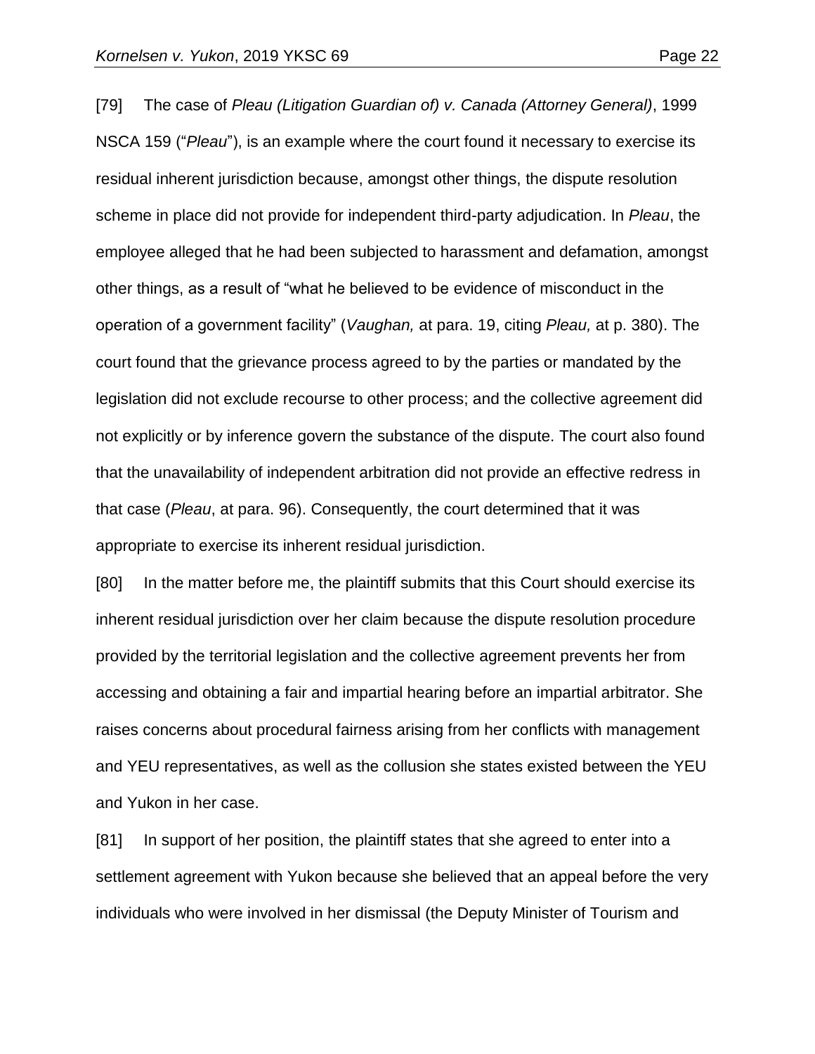[79] The case of *Pleau (Litigation Guardian of) v. Canada (Attorney General)*, 1999 NSCA 159 ("*Pleau*"), is an example where the court found it necessary to exercise its residual inherent jurisdiction because, amongst other things, the dispute resolution scheme in place did not provide for independent third-party adjudication. In *Pleau*, the employee alleged that he had been subjected to harassment and defamation, amongst other things, as a result of "what he believed to be evidence of misconduct in the operation of a government facility" (*Vaughan,* at para. 19, citing *Pleau,* at p. 380). The court found that the grievance process agreed to by the parties or mandated by the legislation did not exclude recourse to other process; and the collective agreement did not explicitly or by inference govern the substance of the dispute. The court also found that the unavailability of independent arbitration did not provide an effective redress in that case (*Pleau*, at para. 96). Consequently, the court determined that it was appropriate to exercise its inherent residual jurisdiction.

[80] In the matter before me, the plaintiff submits that this Court should exercise its inherent residual jurisdiction over her claim because the dispute resolution procedure provided by the territorial legislation and the collective agreement prevents her from accessing and obtaining a fair and impartial hearing before an impartial arbitrator. She raises concerns about procedural fairness arising from her conflicts with management and YEU representatives, as well as the collusion she states existed between the YEU and Yukon in her case.

[81] In support of her position, the plaintiff states that she agreed to enter into a settlement agreement with Yukon because she believed that an appeal before the very individuals who were involved in her dismissal (the Deputy Minister of Tourism and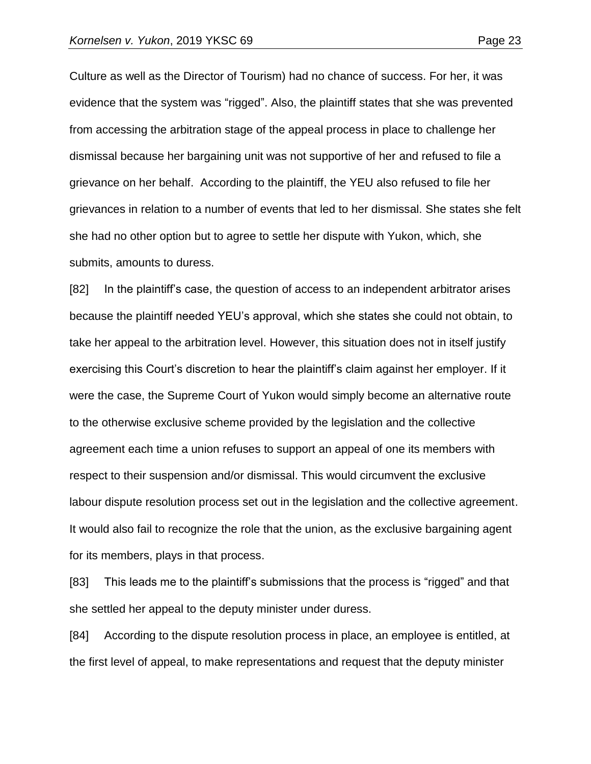Culture as well as the Director of Tourism) had no chance of success. For her, it was evidence that the system was "rigged". Also, the plaintiff states that she was prevented from accessing the arbitration stage of the appeal process in place to challenge her dismissal because her bargaining unit was not supportive of her and refused to file a grievance on her behalf. According to the plaintiff, the YEU also refused to file her grievances in relation to a number of events that led to her dismissal. She states she felt she had no other option but to agree to settle her dispute with Yukon, which, she submits, amounts to duress.

[82] In the plaintiff's case, the question of access to an independent arbitrator arises because the plaintiff needed YEU's approval, which she states she could not obtain, to take her appeal to the arbitration level. However, this situation does not in itself justify exercising this Court's discretion to hear the plaintiff's claim against her employer. If it were the case, the Supreme Court of Yukon would simply become an alternative route to the otherwise exclusive scheme provided by the legislation and the collective agreement each time a union refuses to support an appeal of one its members with respect to their suspension and/or dismissal. This would circumvent the exclusive labour dispute resolution process set out in the legislation and the collective agreement. It would also fail to recognize the role that the union, as the exclusive bargaining agent for its members, plays in that process.

[83] This leads me to the plaintiff's submissions that the process is "rigged" and that she settled her appeal to the deputy minister under duress.

[84] According to the dispute resolution process in place, an employee is entitled, at the first level of appeal, to make representations and request that the deputy minister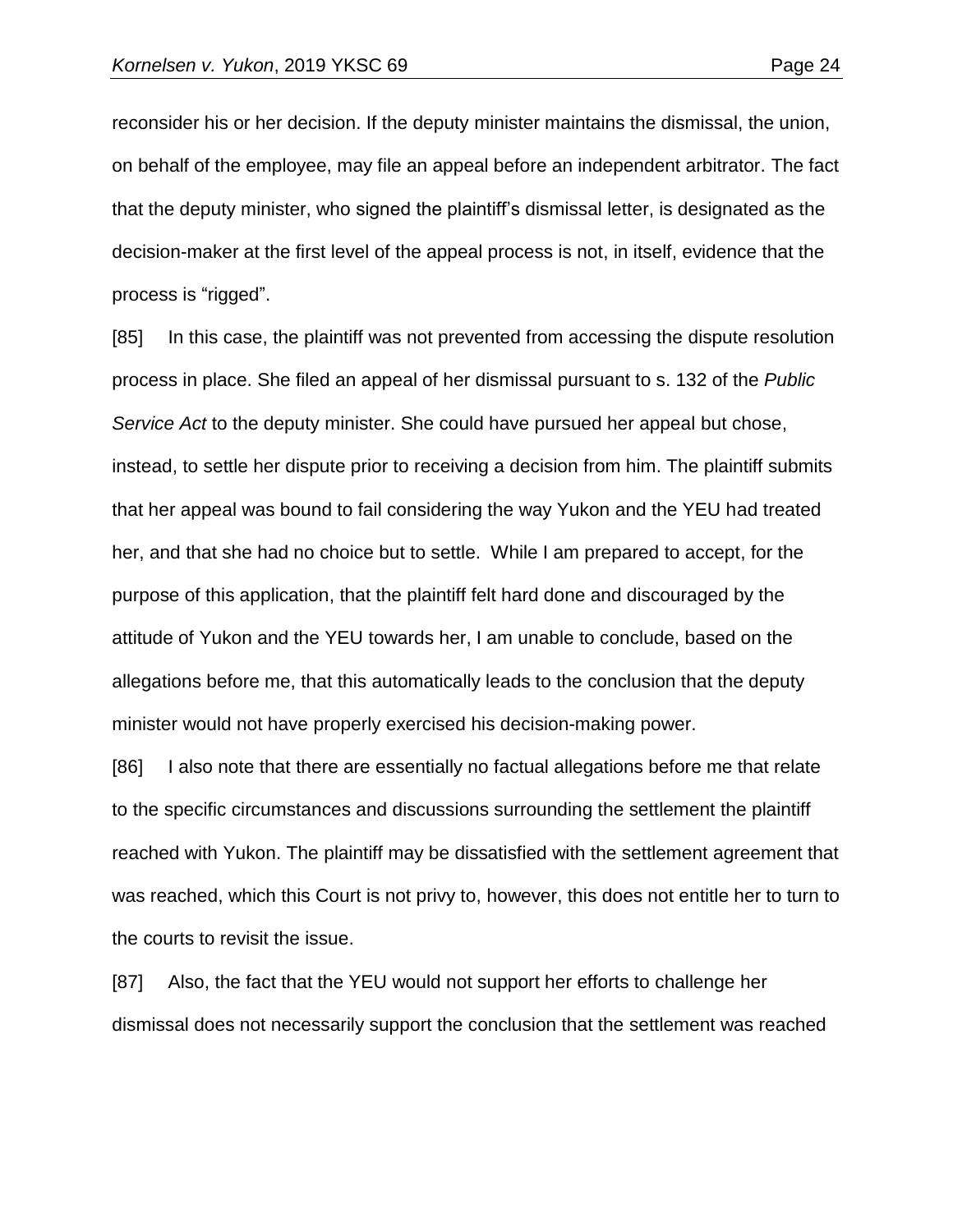reconsider his or her decision. If the deputy minister maintains the dismissal, the union, on behalf of the employee, may file an appeal before an independent arbitrator. The fact that the deputy minister, who signed the plaintiff's dismissal letter, is designated as the decision-maker at the first level of the appeal process is not, in itself, evidence that the process is "rigged".

[85] In this case, the plaintiff was not prevented from accessing the dispute resolution process in place. She filed an appeal of her dismissal pursuant to s. 132 of the *Public Service Act* to the deputy minister. She could have pursued her appeal but chose, instead, to settle her dispute prior to receiving a decision from him. The plaintiff submits that her appeal was bound to fail considering the way Yukon and the YEU had treated her, and that she had no choice but to settle. While I am prepared to accept, for the purpose of this application, that the plaintiff felt hard done and discouraged by the attitude of Yukon and the YEU towards her, I am unable to conclude, based on the allegations before me, that this automatically leads to the conclusion that the deputy minister would not have properly exercised his decision-making power.

[86] I also note that there are essentially no factual allegations before me that relate to the specific circumstances and discussions surrounding the settlement the plaintiff reached with Yukon. The plaintiff may be dissatisfied with the settlement agreement that was reached, which this Court is not privy to, however, this does not entitle her to turn to the courts to revisit the issue.

[87] Also, the fact that the YEU would not support her efforts to challenge her dismissal does not necessarily support the conclusion that the settlement was reached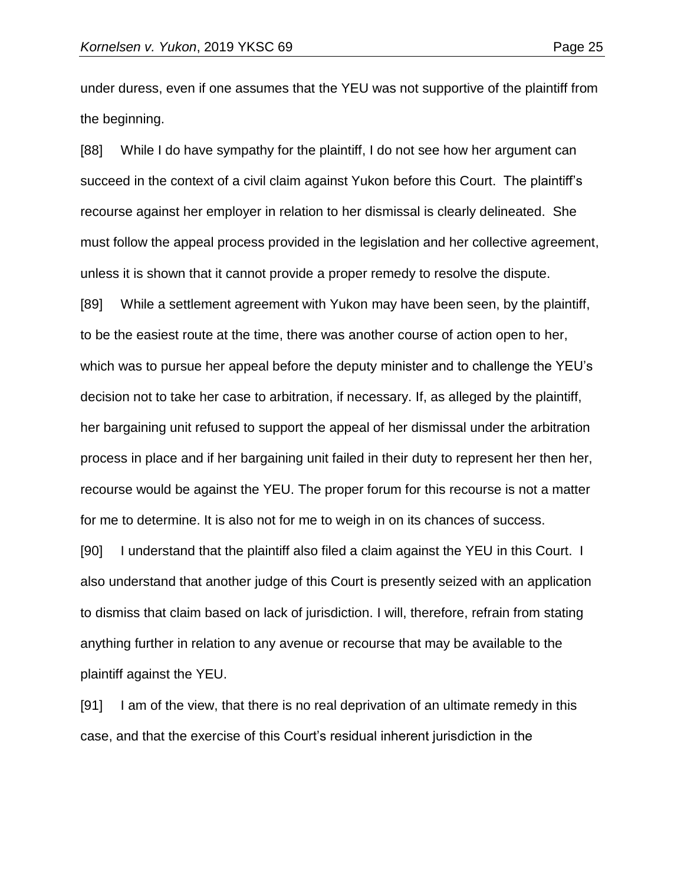under duress, even if one assumes that the YEU was not supportive of the plaintiff from the beginning.

[88] While I do have sympathy for the plaintiff, I do not see how her argument can succeed in the context of a civil claim against Yukon before this Court. The plaintiff's recourse against her employer in relation to her dismissal is clearly delineated. She must follow the appeal process provided in the legislation and her collective agreement, unless it is shown that it cannot provide a proper remedy to resolve the dispute.

[89] While a settlement agreement with Yukon may have been seen, by the plaintiff, to be the easiest route at the time, there was another course of action open to her, which was to pursue her appeal before the deputy minister and to challenge the YEU's decision not to take her case to arbitration, if necessary. If, as alleged by the plaintiff, her bargaining unit refused to support the appeal of her dismissal under the arbitration process in place and if her bargaining unit failed in their duty to represent her then her, recourse would be against the YEU. The proper forum for this recourse is not a matter for me to determine. It is also not for me to weigh in on its chances of success.

[90] I understand that the plaintiff also filed a claim against the YEU in this Court. I also understand that another judge of this Court is presently seized with an application to dismiss that claim based on lack of jurisdiction. I will, therefore, refrain from stating anything further in relation to any avenue or recourse that may be available to the plaintiff against the YEU.

[91] I am of the view, that there is no real deprivation of an ultimate remedy in this case, and that the exercise of this Court's residual inherent jurisdiction in the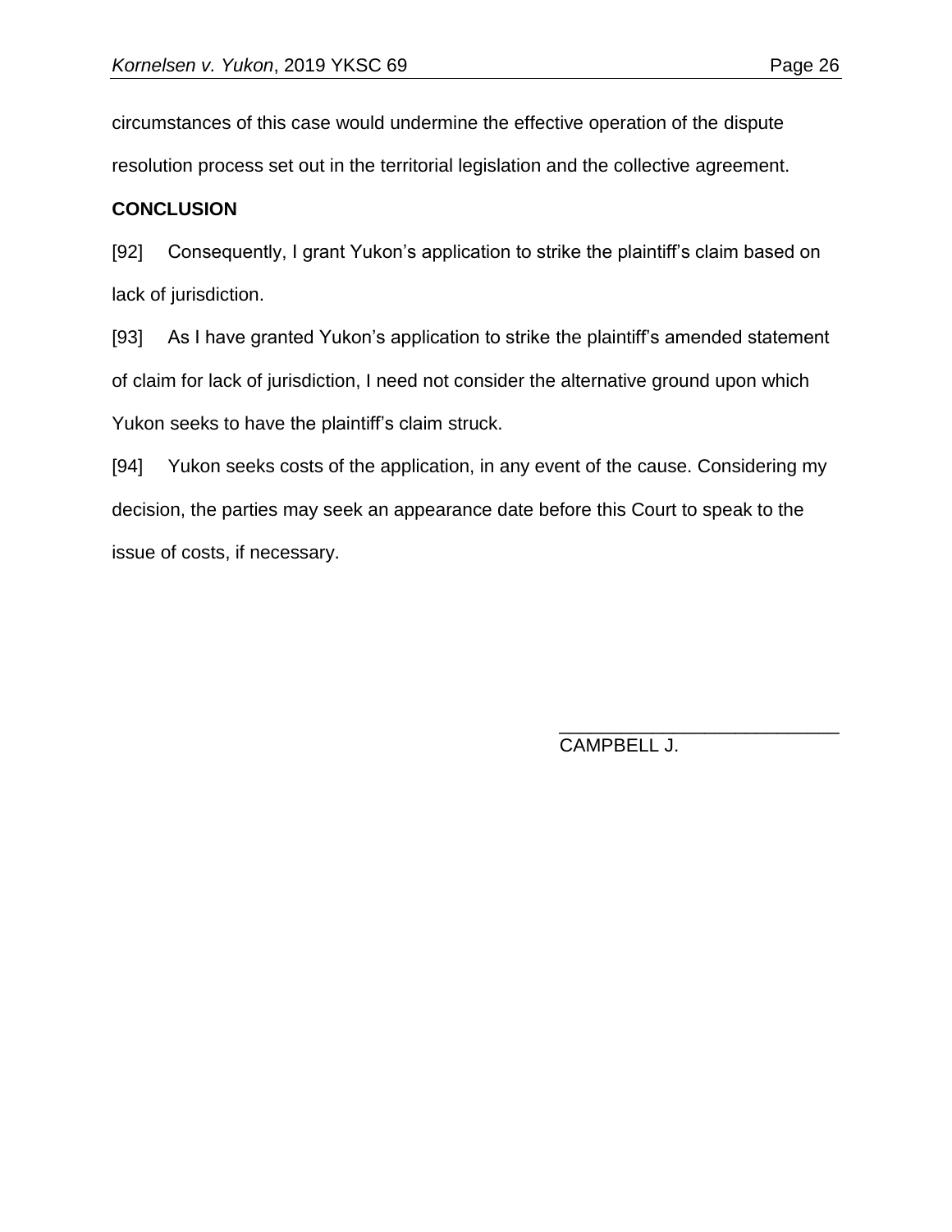circumstances of this case would undermine the effective operation of the dispute resolution process set out in the territorial legislation and the collective agreement.

**CONCLUSION**

[92] Consequently, I grant Yukon's application to strike the plaintiff's claim based on lack of jurisdiction.

[93] As I have granted Yukon's application to strike the plaintiff's amended statement of claim for lack of jurisdiction, I need not consider the alternative ground upon which Yukon seeks to have the plaintiff's claim struck.

[94] Yukon seeks costs of the application, in any event of the cause. Considering my decision, the parties may seek an appearance date before this Court to speak to the issue of costs, if necessary.

___________________________
CAMPBELL J.